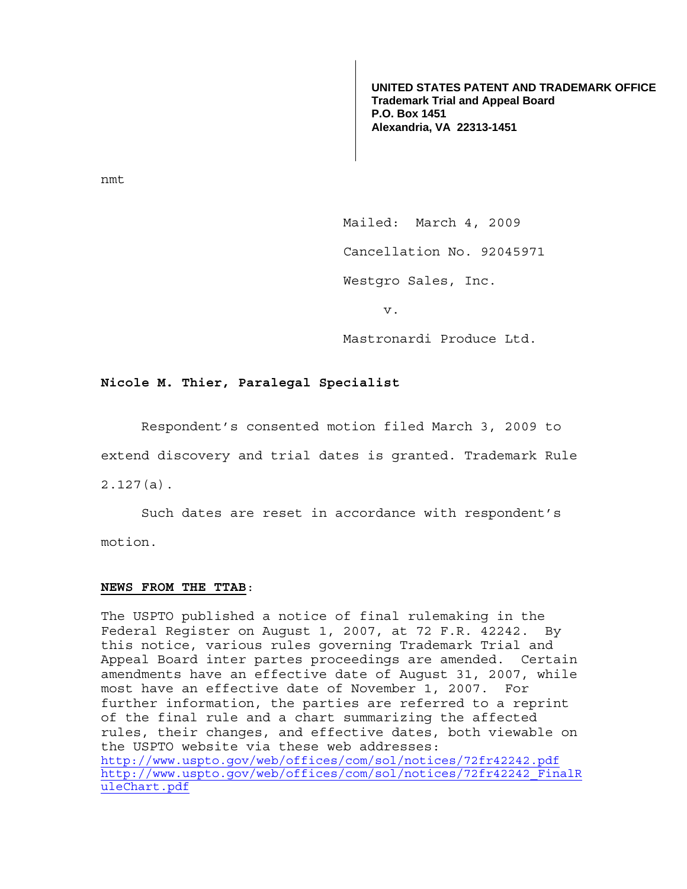**UNITED STATES PATENT AND TRADEMARK OFFICE**
**Trademark Trial and Appeal Board**
**P.O. Box 1451**
**Alexandria, VA 22313-1451**

nmt

Mailed: March 4, 2009

Cancellation No. 92045971

Westgro Sales, Inc.

v.

Mastronardi Produce Ltd.

**Nicole M. Thier, Paralegal Specialist**

Respondent's consented motion filed March 3, 2009 to extend discovery and trial dates is granted. Trademark Rule 2.127(a).

Such dates are reset in accordance with respondent's motion.

**NEWS FROM THE TTAB**:

The USPTO published a notice of final rulemaking in the Federal Register on August 1, 2007, at 72 F.R. 42242. By this notice, various rules governing Trademark Trial and Appeal Board inter partes proceedings are amended. Certain amendments have an effective date of August 31, 2007, while most have an effective date of November 1, 2007. For further information, the parties are referred to a reprint of the final rule and a chart summarizing the affected rules, their changes, and effective dates, both viewable on the USPTO website via these web addresses:
http://www.uspto.gov/web/offices/com/sol/notices/72fr42242.pdf
http://www.uspto.gov/web/offices/com/sol/notices/72fr42242_FinalRuleChart.pdf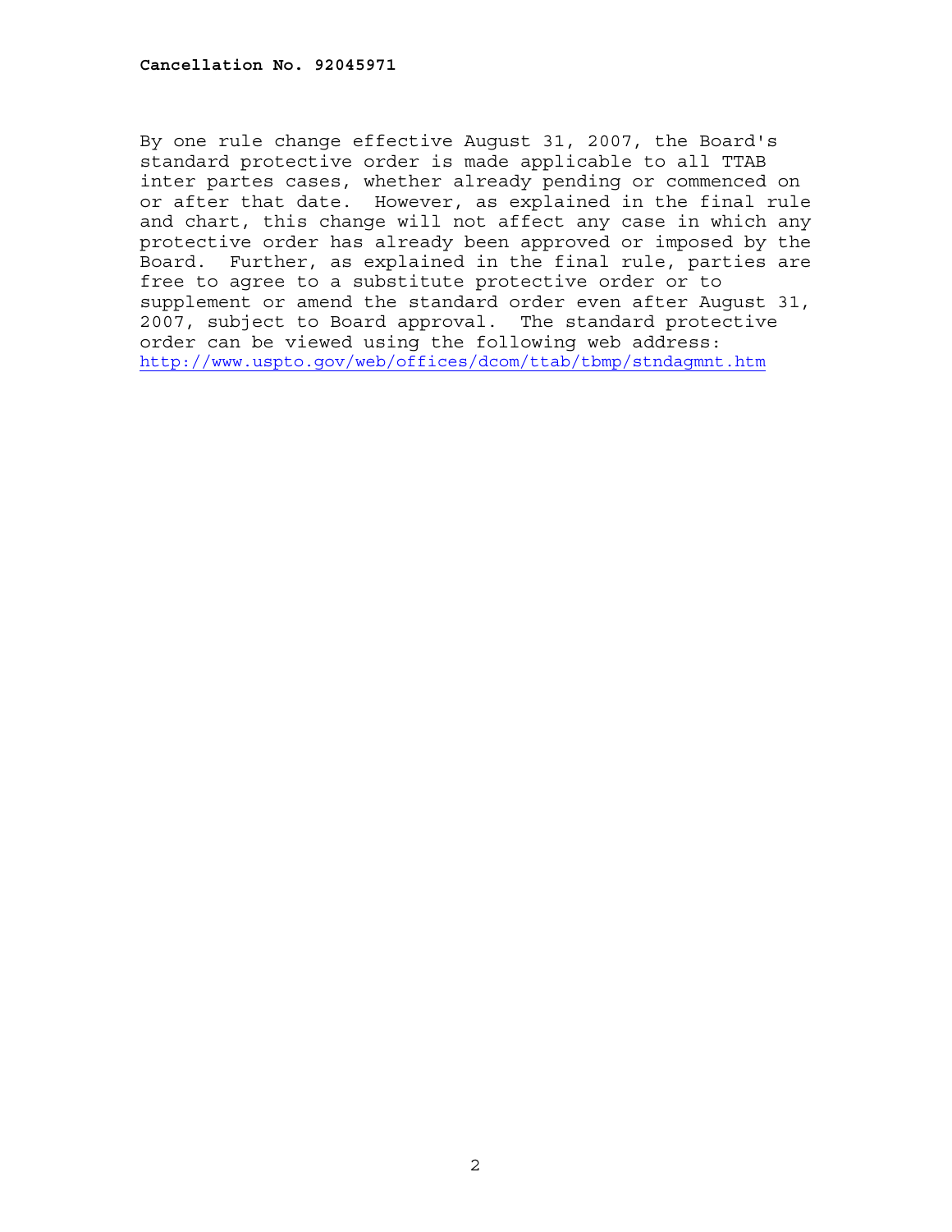By one rule change effective August 31, 2007, the Board's standard protective order is made applicable to all TTAB inter partes cases, whether already pending or commenced on or after that date. However, as explained in the final rule and chart, this change will not affect any case in which any protective order has already been approved or imposed by the Board. Further, as explained in the final rule, parties are free to agree to a substitute protective order or to supplement or amend the standard order even after August 31, 2007, subject to Board approval. The standard protective order can be viewed using the following web address: http://www.uspto.gov/web/offices/dcom/ttab/tbmp/stndagmnt.htm